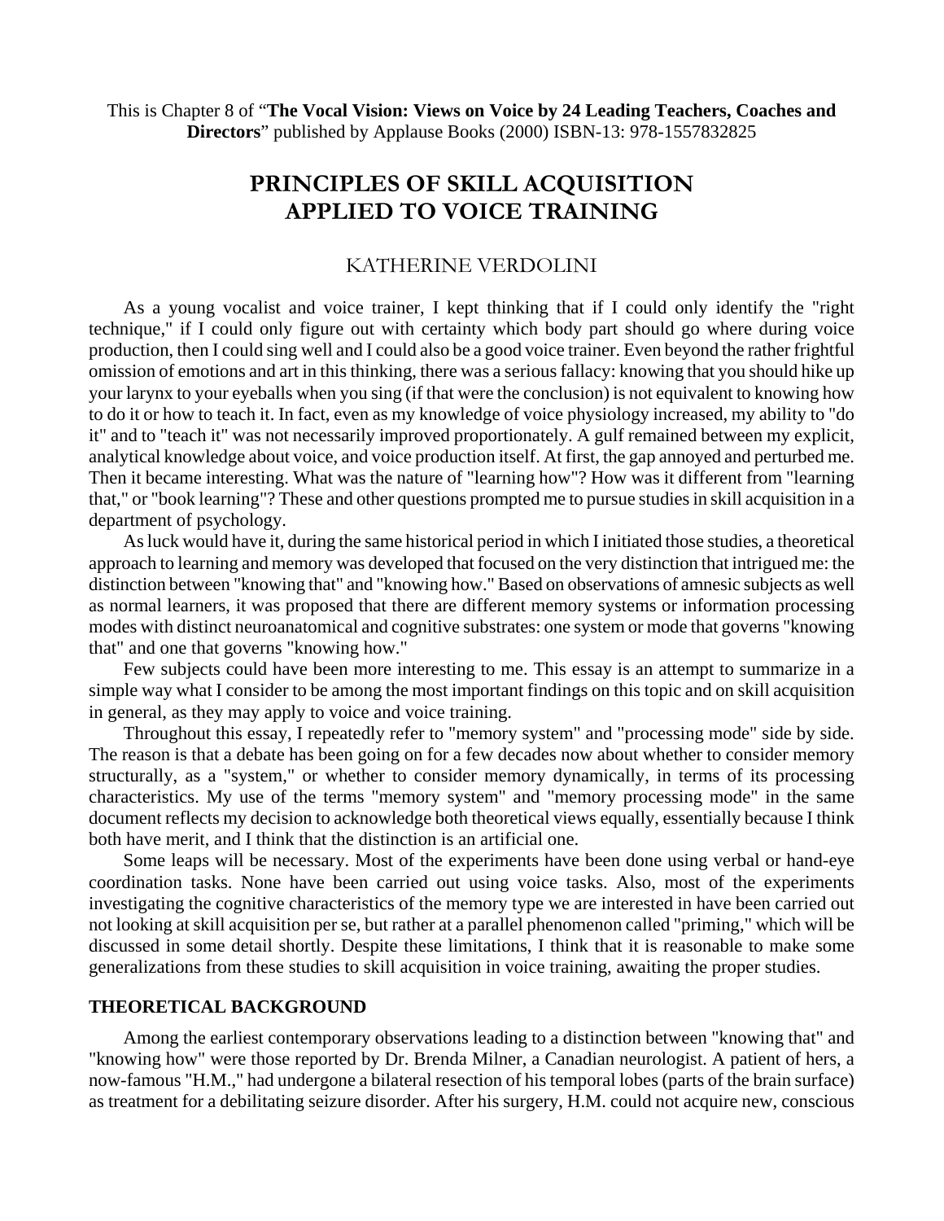This is Chapter 8 of "**The Vocal Vision: Views on Voice by 24 Leading Teachers, Coaches and Directors**" published by Applause Books (2000) ISBN-13: 978-1557832825

# PRINCIPLES OF SKILL ACQUISITION APPLIED TO VOICE TRAINING

## KATHERINE VERDOLINI

As a young vocalist and voice trainer, I kept thinking that if I could only identify the "right technique," if I could only figure out with certainty which body part should go where during voice production, then I could sing well and I could also be a good voice trainer. Even beyond the rather frightful omission of emotions and art in this thinking, there was a serious fallacy: knowing that you should hike up your larynx to your eyeballs when you sing (if that were the conclusion) is not equivalent to knowing how to do it or how to teach it. In fact, even as my knowledge of voice physiology increased, my ability to "do it" and to "teach it" was not necessarily improved proportionately. A gulf remained between my explicit, analytical knowledge about voice, and voice production itself. At first, the gap annoyed and perturbed me. Then it became interesting. What was the nature of "learning how"? How was it different from "learning that," or "book learning"? These and other questions prompted me to pursue studies in skill acquisition in a department of psychology.

As luck would have it, during the same historical period in which I initiated those studies, a theoretical approach to learning and memory was developed that focused on the very distinction that intrigued me: the distinction between "knowing that" and "knowing how." Based on observations of amnesic subjects as well as normal learners, it was proposed that there are different memory systems or information processing modes with distinct neuroanatomical and cognitive substrates: one system or mode that governs "knowing that" and one that governs "knowing how."

Few subjects could have been more interesting to me. This essay is an attempt to summarize in a simple way what I consider to be among the most important findings on this topic and on skill acquisition in general, as they may apply to voice and voice training.

Throughout this essay, I repeatedly refer to "memory system" and "processing mode" side by side. The reason is that a debate has been going on for a few decades now about whether to consider memory structurally, as a "system," or whether to consider memory dynamically, in terms of its processing characteristics. My use of the terms "memory system" and "memory processing mode" in the same document reflects my decision to acknowledge both theoretical views equally, essentially because I think both have merit, and I think that the distinction is an artificial one.

Some leaps will be necessary. Most of the experiments have been done using verbal or hand-eye coordination tasks. None have been carried out using voice tasks. Also, most of the experiments investigating the cognitive characteristics of the memory type we are interested in have been carried out not looking at skill acquisition per se, but rather at a parallel phenomenon called "priming," which will be discussed in some detail shortly. Despite these limitations, I think that it is reasonable to make some generalizations from these studies to skill acquisition in voice training, awaiting the proper studies.

### THEORETICAL BACKGROUND

Among the earliest contemporary observations leading to a distinction between "knowing that" and "knowing how" were those reported by Dr. Brenda Milner, a Canadian neurologist. A patient of hers, a now-famous "H.M.," had undergone a bilateral resection of his temporal lobes (parts of the brain surface) as treatment for a debilitating seizure disorder. After his surgery, H.M. could not acquire new, conscious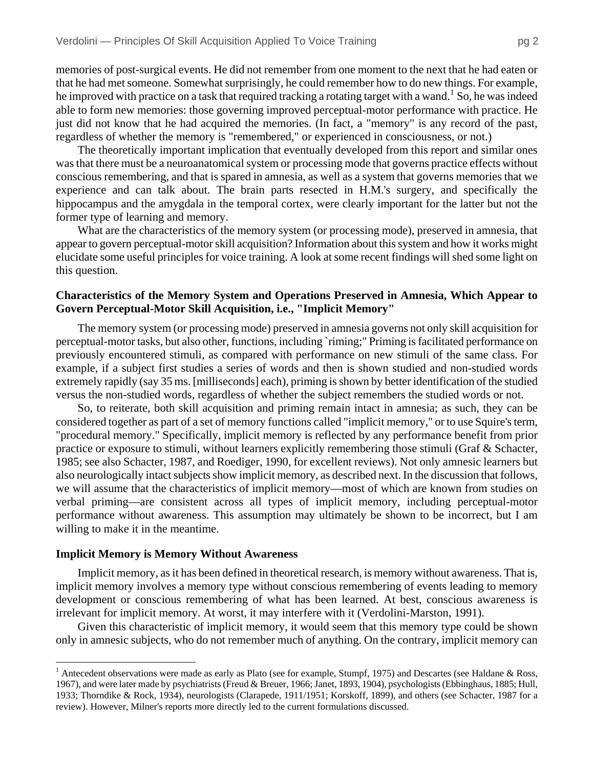memories of post-surgical events. He did not remember from one moment to the next that he had eaten or that he had met someone. Somewhat surprisingly, he could remember how to do new things. For example, he improved with practice on a task that required tracking a rotating target with a wand.[1] So, he was indeed able to form new memories: those governing improved perceptual-motor performance with practice. He just did not know that he had acquired the memories. (In fact, a "memory" is any record of the past, regardless of whether the memory is "remembered," or experienced in consciousness, or not.)

The theoretically important implication that eventually developed from this report and similar ones was that there must be a neuroanatomical system or processing mode that governs practice effects without conscious remembering, and that is spared in amnesia, as well as a system that governs memories that we experience and can talk about. The brain parts resected in H.M.'s surgery, and specifically the hippocampus and the amygdala in the temporal cortex, were clearly important for the latter but not the former type of learning and memory.

What are the characteristics of the memory system (or processing mode), preserved in amnesia, that appear to govern perceptual-motor skill acquisition? Information about this system and how it works might elucidate some useful principles for voice training. A look at some recent findings will shed some light on this question.

**Characteristics of the Memory System and Operations Preserved in Amnesia, Which Appear to Govern Perceptual-Motor Skill Acquisition, i.e., "Implicit Memory"**

The memory system (or processing mode) preserved in amnesia governs not only skill acquisition for perceptual-motor tasks, but also other, functions, including `riming;" Priming is facilitated performance on previously encountered stimuli, as compared with performance on new stimuli of the same class. For example, if a subject first studies a series of words and then is shown studied and non-studied words extremely rapidly (say 35 ms. [milliseconds] each), priming is shown by better identification of the studied versus the non-studied words, regardless of whether the subject remembers the studied words or not.

So, to reiterate, both skill acquisition and priming remain intact in amnesia; as such, they can be considered together as part of a set of memory functions called "implicit memory," or to use Squire's term, "procedural memory." Specifically, implicit memory is reflected by any performance benefit from prior practice or exposure to stimuli, without learners explicitly remembering those stimuli (Graf & Schacter, 1985; see also Schacter, 1987, and Roediger, 1990, for excellent reviews). Not only amnesic learners but also neurologically intact subjects show implicit memory, as described next. In the discussion that follows, we will assume that the characteristics of implicit memory—most of which are known from studies on verbal priming—are consistent across all types of implicit memory, including perceptual-motor performance without awareness. This assumption may ultimately be shown to be incorrect, but I am willing to make it in the meantime.

**Implicit Memory is Memory Without Awareness**

Implicit memory, as it has been defined in theoretical research, is memory without awareness. That is, implicit memory involves a memory type without conscious remembering of events leading to memory development or conscious remembering of what has been learned. At best, conscious awareness is irrelevant for implicit memory. At worst, it may interfere with it (Verdolini-Marston, 1991).

Given this characteristic of implicit memory, it would seem that this memory type could be shown only in amnesic subjects, who do not remember much of anything. On the contrary, implicit memory can

[1] Antecedent observations were made as early as Plato (see for example, Stumpf, 1975) and Descartes (see Haldane & Ross, 1967), and were later made by psychiatrists (Freud & Breuer, 1966; Janet, 1893, 1904), psychologists (Ebbinghaus, 1885; Hull, 1933; Thorndike & Rock, 1934), neurologists (Clarapede, 1911/1951; Korskoff, 1899), and others (see Schacter, 1987 for a review). However, Milner's reports more directly led to the current formulations discussed.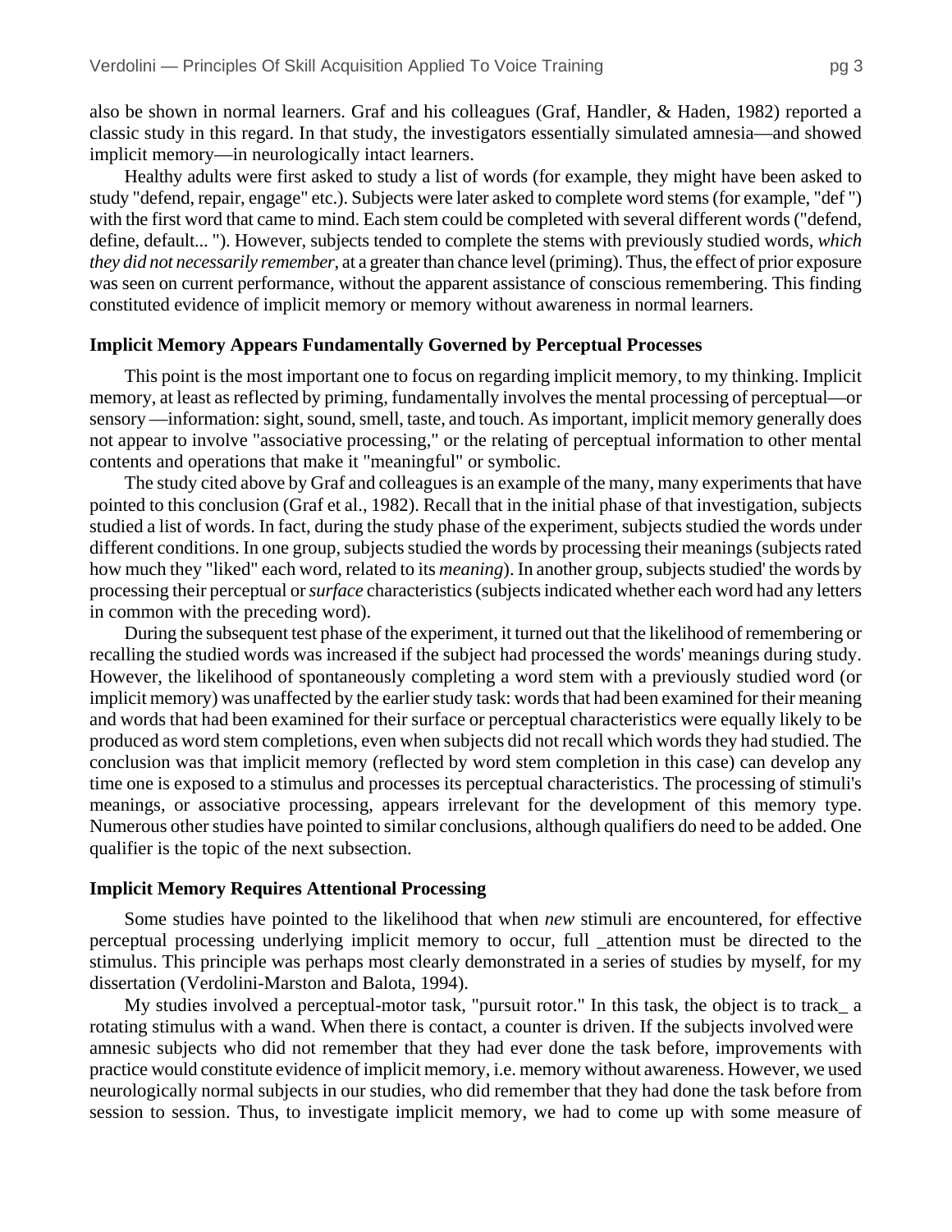also be shown in normal learners. Graf and his colleagues (Graf, Handler, & Haden, 1982) reported a classic study in this regard. In that study, the investigators essentially simulated amnesia—and showed implicit memory—in neurologically intact learners.

Healthy adults were first asked to study a list of words (for example, they might have been asked to study "defend, repair, engage" etc.). Subjects were later asked to complete word stems (for example, "def ") with the first word that came to mind. Each stem could be completed with several different words ("defend, define, default... "). However, subjects tended to complete the stems with previously studied words, *which they did not necessarily remember*, at a greater than chance level (priming). Thus, the effect of prior exposure was seen on current performance, without the apparent assistance of conscious remembering. This finding constituted evidence of implicit memory or memory without awareness in normal learners.

### Implicit Memory Appears Fundamentally Governed by Perceptual Processes

This point is the most important one to focus on regarding implicit memory, to my thinking. Implicit memory, at least as reflected by priming, fundamentally involves the mental processing of perceptual—or sensory —information: sight, sound, smell, taste, and touch. As important, implicit memory generally does not appear to involve "associative processing," or the relating of perceptual information to other mental contents and operations that make it "meaningful" or symbolic.

The study cited above by Graf and colleagues is an example of the many, many experiments that have pointed to this conclusion (Graf et al., 1982). Recall that in the initial phase of that investigation, subjects studied a list of words. In fact, during the study phase of the experiment, subjects studied the words under different conditions. In one group, subjects studied the words by processing their meanings (subjects rated how much they "liked" each word, related to its *meaning*). In another group, subjects studied' the words by processing their perceptual or *surface* characteristics (subjects indicated whether each word had any letters in common with the preceding word).

During the subsequent test phase of the experiment, it turned out that the likelihood of remembering or recalling the studied words was increased if the subject had processed the words' meanings during study. However, the likelihood of spontaneously completing a word stem with a previously studied word (or implicit memory) was unaffected by the earlier study task: words that had been examined for their meaning and words that had been examined for their surface or perceptual characteristics were equally likely to be produced as word stem completions, even when subjects did not recall which words they had studied. The conclusion was that implicit memory (reflected by word stem completion in this case) can develop any time one is exposed to a stimulus and processes its perceptual characteristics. The processing of stimuli's meanings, or associative processing, appears irrelevant for the development of this memory type. Numerous other studies have pointed to similar conclusions, although qualifiers do need to be added. One qualifier is the topic of the next subsection.

### Implicit Memory Requires Attentional Processing

Some studies have pointed to the likelihood that when *new* stimuli are encountered, for effective perceptual processing underlying implicit memory to occur, full _attention must be directed to the stimulus. This principle was perhaps most clearly demonstrated in a series of studies by myself, for my dissertation (Verdolini-Marston and Balota, 1994).

My studies involved a perceptual-motor task, "pursuit rotor." In this task, the object is to track_ a rotating stimulus with a wand. When there is contact, a counter is driven. If the subjects involved were amnesic subjects who did not remember that they had ever done the task before, improvements with practice would constitute evidence of implicit memory, i.e. memory without awareness. However, we used neurologically normal subjects in our studies, who did remember that they had done the task before from session to session. Thus, to investigate implicit memory, we had to come up with some measure of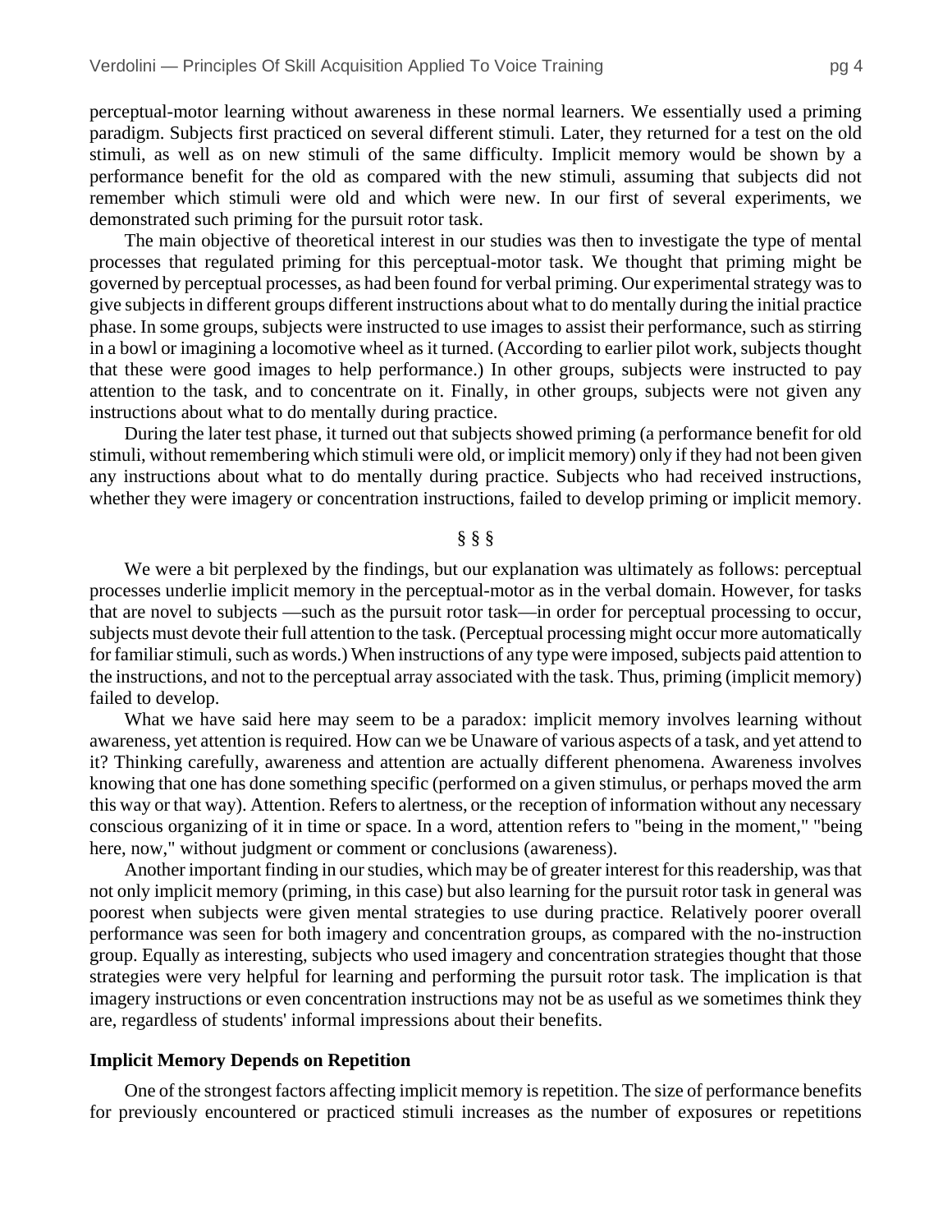perceptual-motor learning without awareness in these normal learners. We essentially used a priming paradigm. Subjects first practiced on several different stimuli. Later, they returned for a test on the old stimuli, as well as on new stimuli of the same difficulty. Implicit memory would be shown by a performance benefit for the old as compared with the new stimuli, assuming that subjects did not remember which stimuli were old and which were new. In our first of several experiments, we demonstrated such priming for the pursuit rotor task.

The main objective of theoretical interest in our studies was then to investigate the type of mental processes that regulated priming for this perceptual-motor task. We thought that priming might be governed by perceptual processes, as had been found for verbal priming. Our experimental strategy was to give subjects in different groups different instructions about what to do mentally during the initial practice phase. In some groups, subjects were instructed to use images to assist their performance, such as stirring in a bowl or imagining a locomotive wheel as it turned. (According to earlier pilot work, subjects thought that these were good images to help performance.) In other groups, subjects were instructed to pay attention to the task, and to concentrate on it. Finally, in other groups, subjects were not given any instructions about what to do mentally during practice.

During the later test phase, it turned out that subjects showed priming (a performance benefit for old stimuli, without remembering which stimuli were old, or implicit memory) only if they had not been given any instructions about what to do mentally during practice. Subjects who had received instructions, whether they were imagery or concentration instructions, failed to develop priming or implicit memory.

§ § §

We were a bit perplexed by the findings, but our explanation was ultimately as follows: perceptual processes underlie implicit memory in the perceptual-motor as in the verbal domain. However, for tasks that are novel to subjects —such as the pursuit rotor task—in order for perceptual processing to occur, subjects must devote their full attention to the task. (Perceptual processing might occur more automatically for familiar stimuli, such as words.) When instructions of any type were imposed, subjects paid attention to the instructions, and not to the perceptual array associated with the task. Thus, priming (implicit memory) failed to develop.

What we have said here may seem to be a paradox: implicit memory involves learning without awareness, yet attention is required. How can we be Unaware of various aspects of a task, and yet attend to it? Thinking carefully, awareness and attention are actually different phenomena. Awareness involves knowing that one has done something specific (performed on a given stimulus, or perhaps moved the arm this way or that way). Attention. Refers to alertness, or the reception of information without any necessary conscious organizing of it in time or space. In a word, attention refers to "being in the moment," "being here, now," without judgment or comment or conclusions (awareness).

Another important finding in our studies, which may be of greater interest for this readership, was that not only implicit memory (priming, in this case) but also learning for the pursuit rotor task in general was poorest when subjects were given mental strategies to use during practice. Relatively poorer overall performance was seen for both imagery and concentration groups, as compared with the no-instruction group. Equally as interesting, subjects who used imagery and concentration strategies thought that those strategies were very helpful for learning and performing the pursuit rotor task. The implication is that imagery instructions or even concentration instructions may not be as useful as we sometimes think they are, regardless of students' informal impressions about their benefits.

**Implicit Memory Depends on Repetition**

One of the strongest factors affecting implicit memory is repetition. The size of performance benefits for previously encountered or practiced stimuli increases as the number of exposures or repetitions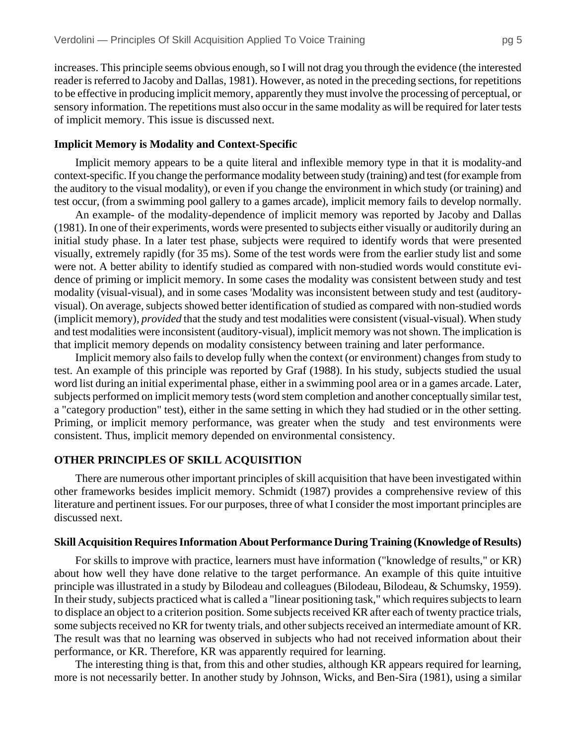increases. This principle seems obvious enough, so I will not drag you through the evidence (the interested reader is referred to Jacoby and Dallas, 1981). However, as noted in the preceding sections, for repetitions to be effective in producing implicit memory, apparently they must involve the processing of perceptual, or sensory information. The repetitions must also occur in the same modality as will be required for later tests of implicit memory. This issue is discussed next.

### Implicit Memory is Modality and Context-Specific

Implicit memory appears to be a quite literal and inflexible memory type in that it is modality-and context-specific. If you change the performance modality between study (training) and test (for example from the auditory to the visual modality), or even if you change the environment in which study (or training) and test occur, (from a swimming pool gallery to a games arcade), implicit memory fails to develop normally.

An example- of the modality-dependence of implicit memory was reported by Jacoby and Dallas (1981). In one of their experiments, words were presented to subjects either visually or auditorily during an initial study phase. In a later test phase, subjects were required to identify words that were presented visually, extremely rapidly (for 35 ms). Some of the test words were from the earlier study list and some were not. A better ability to identify studied as compared with non-studied words would constitute evidence of priming or implicit memory. In some cases the modality was consistent between study and test modality (visual-visual), and in some cases 'Modality was inconsistent between study and test (auditory-visual). On average, subjects showed better identification of studied as compared with non-studied words (implicit memory), *provided* that the study and test modalities were consistent (visual-visual). When study and test modalities were inconsistent (auditory-visual), implicit memory was not shown. The implication is that implicit memory depends on modality consistency between training and later performance.

Implicit memory also fails to develop fully when the context (or environment) changes from study to test. An example of this principle was reported by Graf (1988). In his study, subjects studied the usual word list during an initial experimental phase, either in a swimming pool area or in a games arcade. Later, subjects performed on implicit memory tests (word stem completion and another conceptually similar test, a "category production" test), either in the same setting in which they had studied or in the other setting. Priming, or implicit memory performance, was greater when the study and test environments were consistent. Thus, implicit memory depended on environmental consistency.

## OTHER PRINCIPLES OF SKILL ACQUISITION

There are numerous other important principles of skill acquisition that have been investigated within other frameworks besides implicit memory. Schmidt (1987) provides a comprehensive review of this literature and pertinent issues. For our purposes, three of what I consider the most important principles are discussed next.

### Skill Acquisition Requires Information About Performance During Training (Knowledge of Results)

For skills to improve with practice, learners must have information ("knowledge of results," or KR) about how well they have done relative to the target performance. An example of this quite intuitive principle was illustrated in a study by Bilodeau and colleagues (Bilodeau, Bilodeau, & Schumsky, 1959). In their study, subjects practiced what is called a "linear positioning task," which requires subjects to learn to displace an object to a criterion position. Some subjects received KR after each of twenty practice trials, some subjects received no KR for twenty trials, and other subjects received an intermediate amount of KR. The result was that no learning was observed in subjects who had not received information about their performance, or KR. Therefore, KR was apparently required for learning.

The interesting thing is that, from this and other studies, although KR appears required for learning, more is not necessarily better. In another study by Johnson, Wicks, and Ben-Sira (1981), using a similar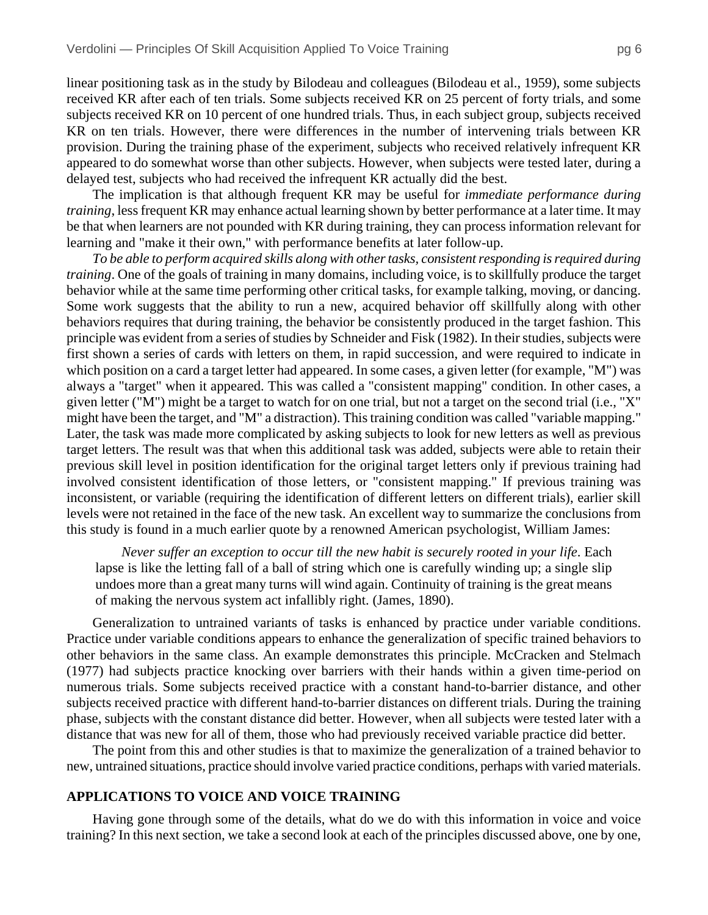linear positioning task as in the study by Bilodeau and colleagues (Bilodeau et al., 1959), some subjects received KR after each of ten trials. Some subjects received KR on 25 percent of forty trials, and some subjects received KR on 10 percent of one hundred trials. Thus, in each subject group, subjects received KR on ten trials. However, there were differences in the number of intervening trials between KR provision. During the training phase of the experiment, subjects who received relatively infrequent KR appeared to do somewhat worse than other subjects. However, when subjects were tested later, during a delayed test, subjects who had received the infrequent KR actually did the best.

The implication is that although frequent KR may be useful for *immediate performance during training*, less frequent KR may enhance actual learning shown by better performance at a later time. It may be that when learners are not pounded with KR during training, they can process information relevant for learning and "make it their own," with performance benefits at later follow-up.

*To be able to perform acquired skills along with other tasks, consistent responding is required during training*. One of the goals of training in many domains, including voice, is to skillfully produce the target behavior while at the same time performing other critical tasks, for example talking, moving, or dancing. Some work suggests that the ability to run a new, acquired behavior off skillfully along with other behaviors requires that during training, the behavior be consistently produced in the target fashion. This principle was evident from a series of studies by Schneider and Fisk (1982). In their studies, subjects were first shown a series of cards with letters on them, in rapid succession, and were required to indicate in which position on a card a target letter had appeared. In some cases, a given letter (for example, "M") was always a "target" when it appeared. This was called a "consistent mapping" condition. In other cases, a given letter ("M") might be a target to watch for on one trial, but not a target on the second trial (i.e., "X" might have been the target, and "M" a distraction). This training condition was called "variable mapping." Later, the task was made more complicated by asking subjects to look for new letters as well as previous target letters. The result was that when this additional task was added, subjects were able to retain their previous skill level in position identification for the original target letters only if previous training had involved consistent identification of those letters, or "consistent mapping." If previous training was inconsistent, or variable (requiring the identification of different letters on different trials), earlier skill levels were not retained in the face of the new task. An excellent way to summarize the conclusions from this study is found in a much earlier quote by a renowned American psychologist, William James:

> *Never suffer an exception to occur till the new habit is securely rooted in your life*. Each lapse is like the letting fall of a ball of string which one is carefully winding up; a single slip undoes more than a great many turns will wind again. Continuity of training is the great means of making the nervous system act infallibly right. (James, 1890).

Generalization to untrained variants of tasks is enhanced by practice under variable conditions. Practice under variable conditions appears to enhance the generalization of specific trained behaviors to other behaviors in the same class. An example demonstrates this principle. McCracken and Stelmach (1977) had subjects practice knocking over barriers with their hands within a given time-period on numerous trials. Some subjects received practice with a constant hand-to-barrier distance, and other subjects received practice with different hand-to-barrier distances on different trials. During the training phase, subjects with the constant distance did better. However, when all subjects were tested later with a distance that was new for all of them, those who had previously received variable practice did better.

The point from this and other studies is that to maximize the generalization of a trained behavior to new, untrained situations, practice should involve varied practice conditions, perhaps with varied materials.

## APPLICATIONS TO VOICE AND VOICE TRAINING

Having gone through some of the details, what do we do with this information in voice and voice training? In this next section, we take a second look at each of the principles discussed above, one by one,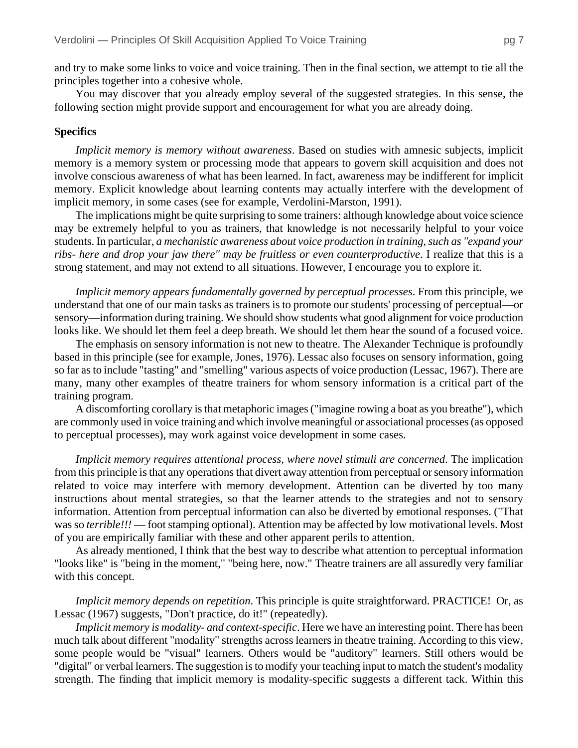and try to make some links to voice and voice training. Then in the final section, we attempt to tie all the principles together into a cohesive whole.

You may discover that you already employ several of the suggested strategies. In this sense, the following section might provide support and encouragement for what you are already doing.

**Specifics**

*Implicit memory is memory without awareness*. Based on studies with amnesic subjects, implicit memory is a memory system or processing mode that appears to govern skill acquisition and does not involve conscious awareness of what has been learned. In fact, awareness may be indifferent for implicit memory. Explicit knowledge about learning contents may actually interfere with the development of implicit memory, in some cases (see for example, Verdolini-Marston, 1991).

The implications might be quite surprising to some trainers: although knowledge about voice science may be extremely helpful to you as trainers, that knowledge is not necessarily helpful to your voice students. In particular, *a mechanistic awareness about voice production in training, such as "expand your ribs- here and drop your jaw there" may be fruitless or even counterproductive*. I realize that this is a strong statement, and may not extend to all situations. However, I encourage you to explore it.

*Implicit memory appears fundamentally governed by perceptual processes*. From this principle, we understand that one of our main tasks as trainers is to promote our students' processing of perceptual—or sensory—information during training. We should show students what good alignment for voice production looks like. We should let them feel a deep breath. We should let them hear the sound of a focused voice.

The emphasis on sensory information is not new to theatre. The Alexander Technique is profoundly based in this principle (see for example, Jones, 1976). Lessac also focuses on sensory information, going so far as to include "tasting" and "smelling" various aspects of voice production (Lessac, 1967). There are many, many other examples of theatre trainers for whom sensory information is a critical part of the training program.

A discomforting corollary is that metaphoric images ("imagine rowing a boat as you breathe"), which are commonly used in voice training and which involve meaningful or associational processes (as opposed to perceptual processes), may work against voice development in some cases.

*Implicit memory requires attentional process, where novel stimuli are concerned*. The implication from this principle is that any operations that divert away attention from perceptual or sensory information related to voice may interfere with memory development. Attention can be diverted by too many instructions about mental strategies, so that the learner attends to the strategies and not to sensory information. Attention from perceptual information can also be diverted by emotional responses. ("That was so *terrible!!!* — foot stamping optional). Attention may be affected by low motivational levels. Most of you are empirically familiar with these and other apparent perils to attention.

As already mentioned, I think that the best way to describe what attention to perceptual information "looks like" is "being in the moment," "being here, now." Theatre trainers are all assuredly very familiar with this concept.

*Implicit memory depends on repetition*. This principle is quite straightforward. PRACTICE! Or, as Lessac (1967) suggests, "Don't practice, do it!" (repeatedly).

*Implicit memory is modality- and context-specific*. Here we have an interesting point. There has been much talk about different "modality" strengths across learners in theatre training. According to this view, some people would be "visual" learners. Others would be "auditory" learners. Still others would be "digital" or verbal learners. The suggestion is to modify your teaching input to match the student's modality strength. The finding that implicit memory is modality-specific suggests a different tack. Within this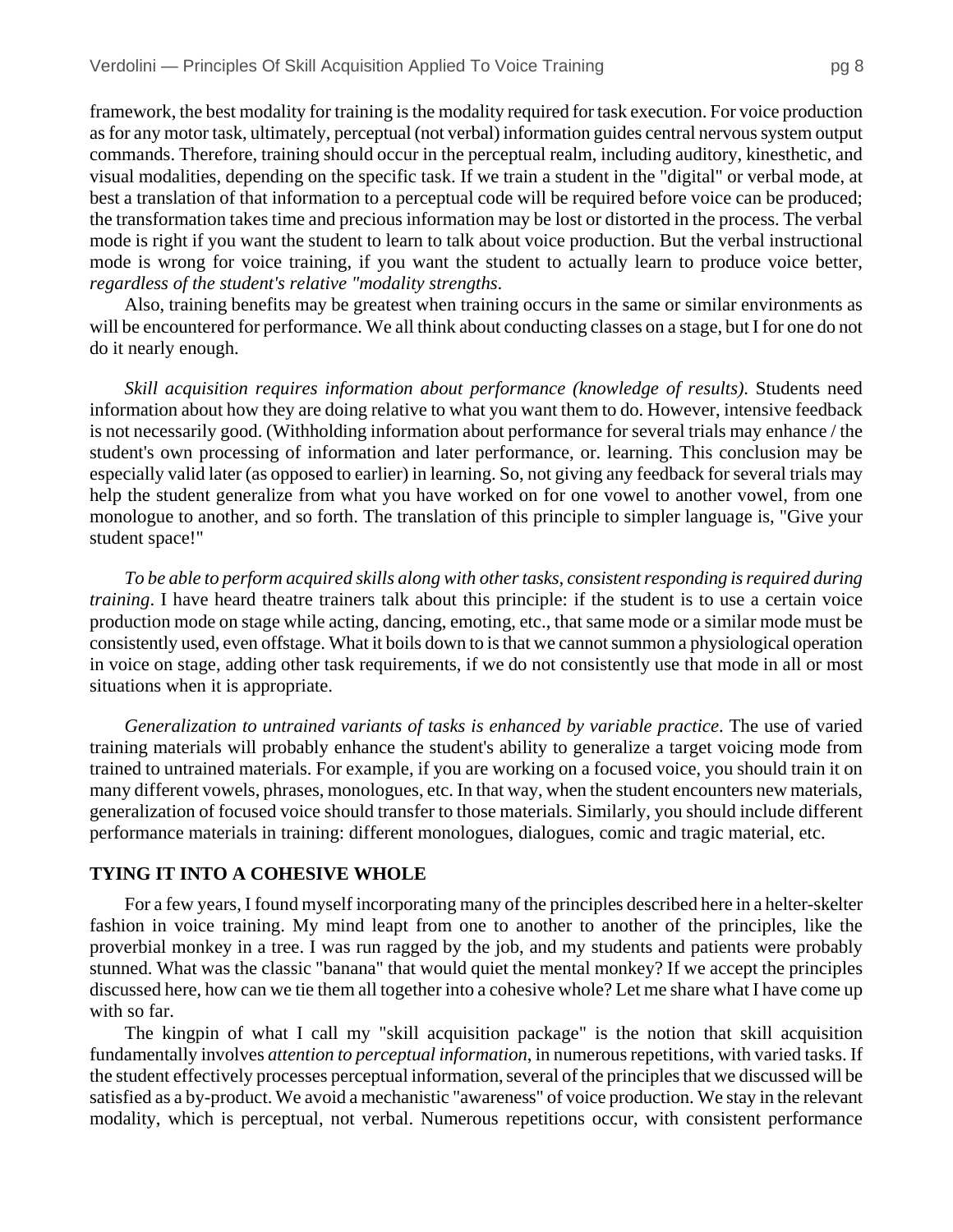framework, the best modality for training is the modality required for task execution. For voice production as for any motor task, ultimately, perceptual (not verbal) information guides central nervous system output commands. Therefore, training should occur in the perceptual realm, including auditory, kinesthetic, and visual modalities, depending on the specific task. If we train a student in the "digital" or verbal mode, at best a translation of that information to a perceptual code will be required before voice can be produced; the transformation takes time and precious information may be lost or distorted in the process. The verbal mode is right if you want the student to learn to talk about voice production. But the verbal instructional mode is wrong for voice training, if you want the student to actually learn to produce voice better, *regardless of the student's relative "modality strengths*.

Also, training benefits may be greatest when training occurs in the same or similar environments as will be encountered for performance. We all think about conducting classes on a stage, but I for one do not do it nearly enough.

*Skill acquisition requires information about performance (knowledge of results)*. Students need information about how they are doing relative to what you want them to do. However, intensive feedback is not necessarily good. (Withholding information about performance for several trials may enhance / the student's own processing of information and later performance, or. learning. This conclusion may be especially valid later (as opposed to earlier) in learning. So, not giving any feedback for several trials may help the student generalize from what you have worked on for one vowel to another vowel, from one monologue to another, and so forth. The translation of this principle to simpler language is, "Give your student space!"

*To be able to perform acquired skills along with other tasks, consistent responding is required during training*. I have heard theatre trainers talk about this principle: if the student is to use a certain voice production mode on stage while acting, dancing, emoting, etc., that same mode or a similar mode must be consistently used, even offstage. What it boils down to is that we cannot summon a physiological operation in voice on stage, adding other task requirements, if we do not consistently use that mode in all or most situations when it is appropriate.

*Generalization to untrained variants of tasks is enhanced by variable practice*. The use of varied training materials will probably enhance the student's ability to generalize a target voicing mode from trained to untrained materials. For example, if you are working on a focused voice, you should train it on many different vowels, phrases, monologues, etc. In that way, when the student encounters new materials, generalization of focused voice should transfer to those materials. Similarly, you should include different performance materials in training: different monologues, dialogues, comic and tragic material, etc.

## TYING IT INTO A COHESIVE WHOLE

For a few years, I found myself incorporating many of the principles described here in a helter-skelter fashion in voice training. My mind leapt from one to another to another of the principles, like the proverbial monkey in a tree. I was run ragged by the job, and my students and patients were probably stunned. What was the classic "banana" that would quiet the mental monkey? If we accept the principles discussed here, how can we tie them all together into a cohesive whole? Let me share what I have come up with so far.

The kingpin of what I call my "skill acquisition package" is the notion that skill acquisition fundamentally involves *attention to perceptual information*, in numerous repetitions, with varied tasks. If the student effectively processes perceptual information, several of the principles that we discussed will be satisfied as a by-product. We avoid a mechanistic "awareness" of voice production. We stay in the relevant modality, which is perceptual, not verbal. Numerous repetitions occur, with consistent performance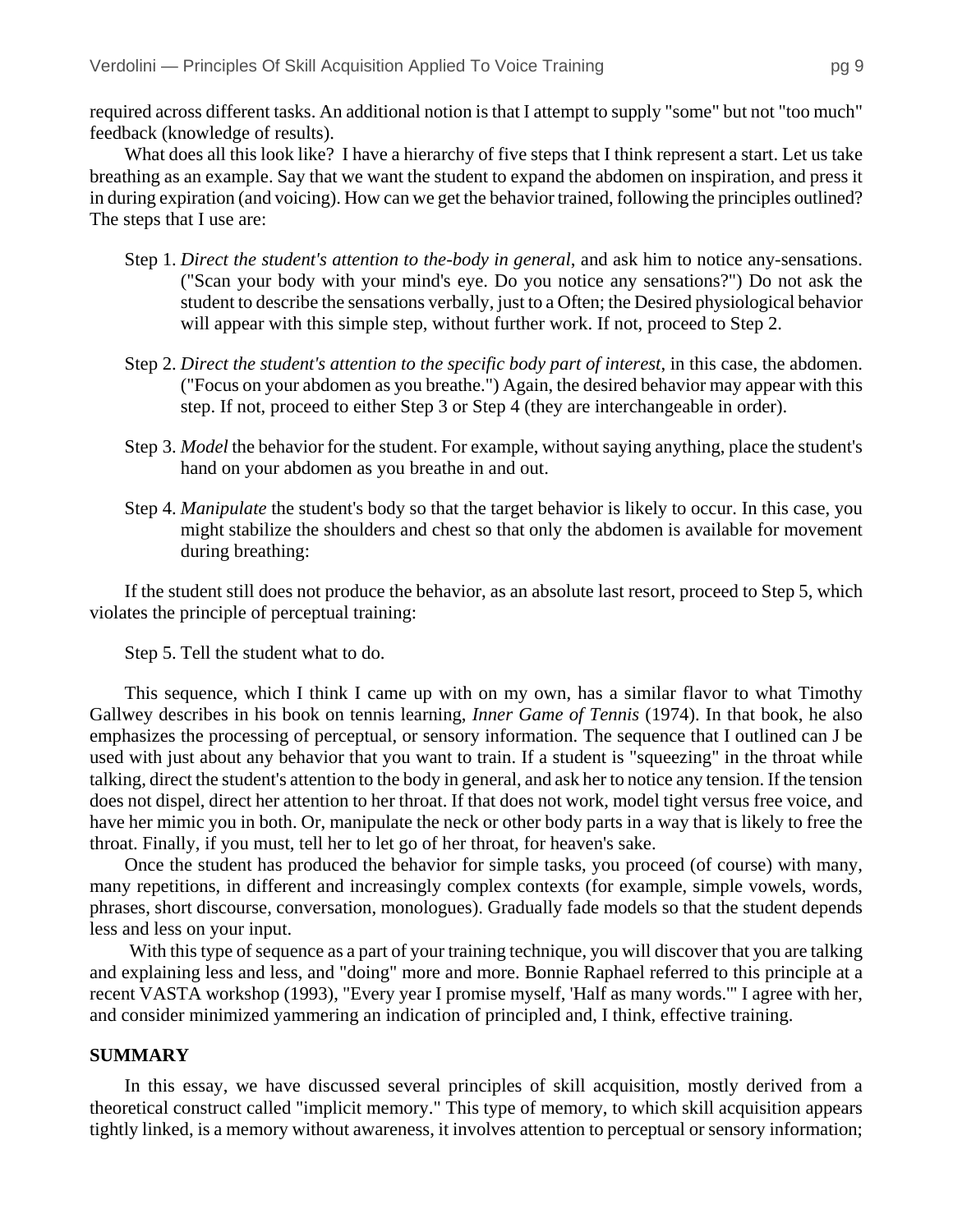required across different tasks. An additional notion is that I attempt to supply "some" but not "too much" feedback (knowledge of results).

What does all this look like? I have a hierarchy of five steps that I think represent a start. Let us take breathing as an example. Say that we want the student to expand the abdomen on inspiration, and press it in during expiration (and voicing). How can we get the behavior trained, following the principles outlined? The steps that I use are:

Step 1. *Direct the student's attention to the-body in general*, and ask him to notice any-sensations. ("Scan your body with your mind's eye. Do you notice any sensations?") Do not ask the student to describe the sensations verbally, just to a Often; the Desired physiological behavior will appear with this simple step, without further work. If not, proceed to Step 2.

Step 2. *Direct the student's attention to the specific body part of interest*, in this case, the abdomen. ("Focus on your abdomen as you breathe.") Again, the desired behavior may appear with this step. If not, proceed to either Step 3 or Step 4 (they are interchangeable in order).

Step 3. *Model* the behavior for the student. For example, without saying anything, place the student's hand on your abdomen as you breathe in and out.

Step 4. *Manipulate* the student's body so that the target behavior is likely to occur. In this case, you might stabilize the shoulders and chest so that only the abdomen is available for movement during breathing:

If the student still does not produce the behavior, as an absolute last resort, proceed to Step 5, which violates the principle of perceptual training:

Step 5. Tell the student what to do.

This sequence, which I think I came up with on my own, has a similar flavor to what Timothy Gallwey describes in his book on tennis learning, *Inner Game of Tennis* (1974). In that book, he also emphasizes the processing of perceptual, or sensory information. The sequence that I outlined can J be used with just about any behavior that you want to train. If a student is "squeezing" in the throat while talking, direct the student's attention to the body in general, and ask her to notice any tension. If the tension does not dispel, direct her attention to her throat. If that does not work, model tight versus free voice, and have her mimic you in both. Or, manipulate the neck or other body parts in a way that is likely to free the throat. Finally, if you must, tell her to let go of her throat, for heaven's sake.

Once the student has produced the behavior for simple tasks, you proceed (of course) with many, many repetitions, in different and increasingly complex contexts (for example, simple vowels, words, phrases, short discourse, conversation, monologues). Gradually fade models so that the student depends less and less on your input.

With this type of sequence as a part of your training technique, you will discover that you are talking and explaining less and less, and "doing" more and more. Bonnie Raphael referred to this principle at a recent VASTA workshop (1993), "Every year I promise myself, 'Half as many words.'" I agree with her, and consider minimized yammering an indication of principled and, I think, effective training.

## SUMMARY

In this essay, we have discussed several principles of skill acquisition, mostly derived from a theoretical construct called "implicit memory." This type of memory, to which skill acquisition appears tightly linked, is a memory without awareness, it involves attention to perceptual or sensory information;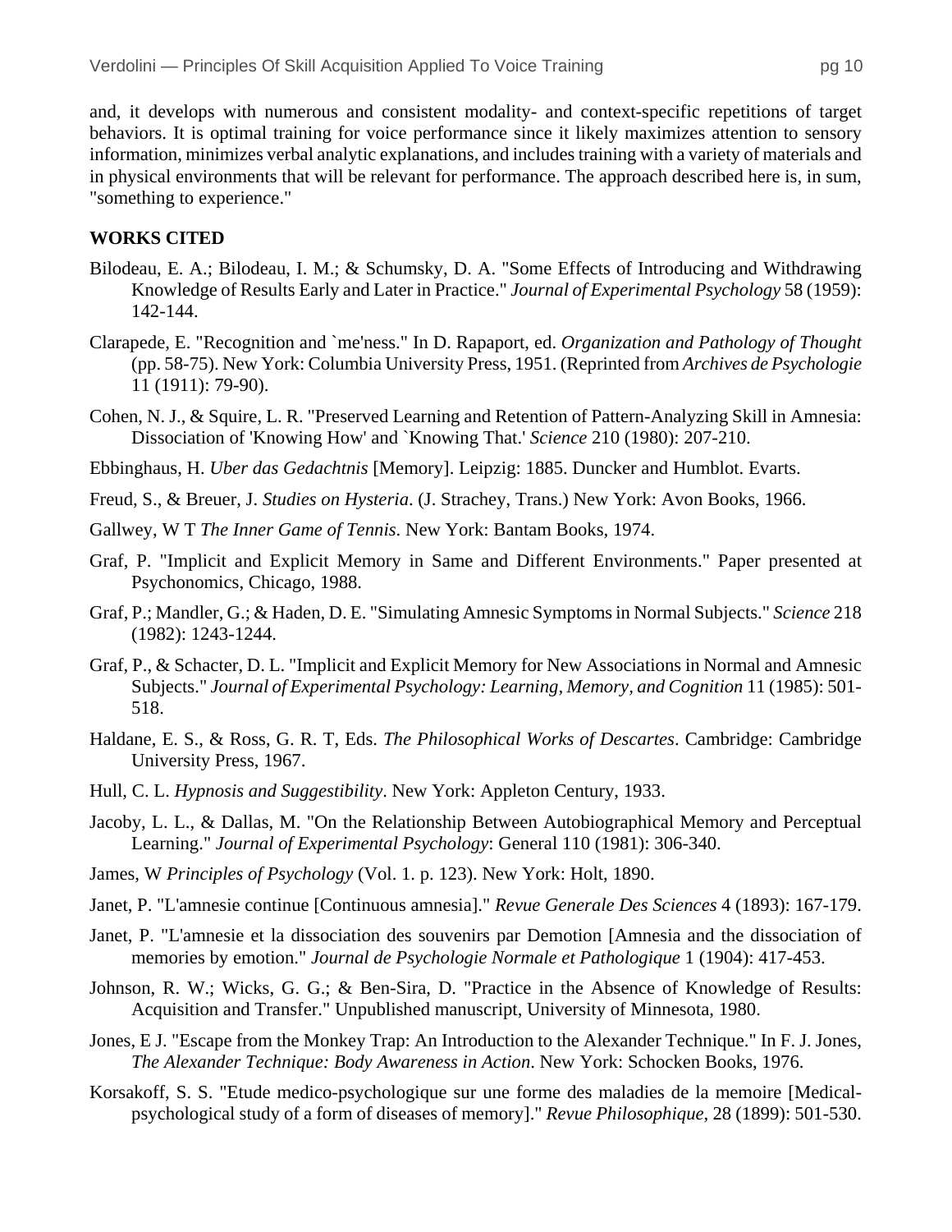and, it develops with numerous and consistent modality- and context-specific repetitions of target behaviors. It is optimal training for voice performance since it likely maximizes attention to sensory information, minimizes verbal analytic explanations, and includes training with a variety of materials and in physical environments that will be relevant for performance. The approach described here is, in sum, "something to experience."

**WORKS CITED**

Bilodeau, E. A.; Bilodeau, I. M.; & Schumsky, D. A. "Some Effects of Introducing and Withdrawing Knowledge of Results Early and Later in Practice." *Journal of Experimental Psychology* 58 (1959): 142-144.

Clarapede, E. "Recognition and `me'ness." In D. Rapaport, ed. *Organization and Pathology of Thought* (pp. 58-75). New York: Columbia University Press, 1951. (Reprinted from *Archives de Psychologie* 11 (1911): 79-90).

Cohen, N. J., & Squire, L. R. "Preserved Learning and Retention of Pattern-Analyzing Skill in Amnesia: Dissociation of 'Knowing How' and `Knowing That.' *Science* 210 (1980): 207-210.

Ebbinghaus, H. *Uber das Gedachtnis* [Memory]. Leipzig: 1885. Duncker and Humblot. Evarts.

Freud, S., & Breuer, J. *Studies on Hysteria*. (J. Strachey, Trans.) New York: Avon Books, 1966.

Gallwey, W T *The Inner Game of Tennis*. New York: Bantam Books, 1974.

Graf, P. "Implicit and Explicit Memory in Same and Different Environments." Paper presented at Psychonomics, Chicago, 1988.

Graf, P.; Mandler, G.; & Haden, D. E. "Simulating Amnesic Symptoms in Normal Subjects." *Science* 218 (1982): 1243-1244.

Graf, P., & Schacter, D. L. "Implicit and Explicit Memory for New Associations in Normal and Amnesic Subjects." *Journal of Experimental Psychology: Learning, Memory, and Cognition* 11 (1985): 501-518.

Haldane, E. S., & Ross, G. R. T, Eds. *The Philosophical Works of Descartes*. Cambridge: Cambridge University Press, 1967.

Hull, C. L. *Hypnosis and Suggestibility*. New York: Appleton Century, 1933.

Jacoby, L. L., & Dallas, M. "On the Relationship Between Autobiographical Memory and Perceptual Learning." *Journal of Experimental Psychology*: General 110 (1981): 306-340.

James, W *Principles of Psychology* (Vol. 1. p. 123). New York: Holt, 1890.

Janet, P. "L'amnesie continue [Continuous amnesia]." *Revue Generale Des Sciences* 4 (1893): 167-179.

Janet, P. "L'amnesie et la dissociation des souvenirs par Demotion [Amnesia and the dissociation of memories by emotion." *Journal de Psychologie Normale et Pathologique* 1 (1904): 417-453.

Johnson, R. W.; Wicks, G. G.; & Ben-Sira, D. "Practice in the Absence of Knowledge of Results: Acquisition and Transfer." Unpublished manuscript, University of Minnesota, 1980.

Jones, E J. "Escape from the Monkey Trap: An Introduction to the Alexander Technique." In F. J. Jones, *The Alexander Technique: Body Awareness in Action*. New York: Schocken Books, 1976.

Korsakoff, S. S. "Etude medico-psychologique sur une forme des maladies de la memoire [Medical-psychological study of a form of diseases of memory]." *Revue Philosophique*, 28 (1899): 501-530.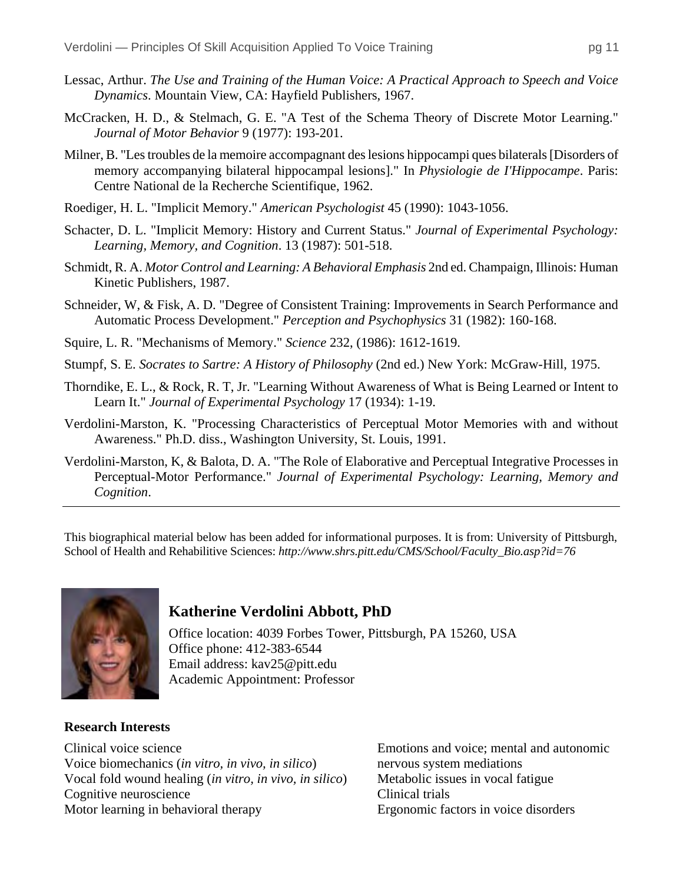Lessac, Arthur. *The Use and Training of the Human Voice: A Practical Approach to Speech and Voice Dynamics*. Mountain View, CA: Hayfield Publishers, 1967.

McCracken, H. D., & Stelmach, G. E. "A Test of the Schema Theory of Discrete Motor Learning." *Journal of Motor Behavior* 9 (1977): 193-201.

Milner, B. "Les troubles de la memoire accompagnant des lesions hippocampi ques bilaterals [Disorders of memory accompanying bilateral hippocampal lesions]." In *Physiologie de I'Hippocampe*. Paris: Centre National de la Recherche Scientifique, 1962.

Roediger, H. L. "Implicit Memory." *American Psychologist* 45 (1990): 1043-1056.

Schacter, D. L. "Implicit Memory: History and Current Status." *Journal of Experimental Psychology: Learning, Memory, and Cognition*. 13 (1987): 501-518.

Schmidt, R. A. *Motor Control and Learning: A Behavioral Emphasis* 2nd ed. Champaign, Illinois: Human Kinetic Publishers, 1987.

Schneider, W, & Fisk, A. D. "Degree of Consistent Training: Improvements in Search Performance and Automatic Process Development." *Perception and Psychophysics* 31 (1982): 160-168.

Squire, L. R. "Mechanisms of Memory." *Science* 232, (1986): 1612-1619.

Stumpf, S. E. *Socrates to Sartre: A History of Philosophy* (2nd ed.) New York: McGraw-Hill, 1975.

Thorndike, E. L., & Rock, R. T, Jr. "Learning Without Awareness of What is Being Learned or Intent to Learn It." *Journal of Experimental Psychology* 17 (1934): 1-19.

Verdolini-Marston, K. "Processing Characteristics of Perceptual Motor Memories with and without Awareness." Ph.D. diss., Washington University, St. Louis, 1991.

Verdolini-Marston, K, & Balota, D. A. "The Role of Elaborative and Perceptual Integrative Processes in Perceptual-Motor Performance." *Journal of Experimental Psychology: Learning, Memory and Cognition*.

---

This biographical material below has been added for informational purposes. It is from: University of Pittsburgh, School of Health and Rehabilitive Sciences: *http://www.shrs.pitt.edu/CMS/School/Faculty_Bio.asp?id=76*

## Katherine Verdolini Abbott, PhD

Office location: 4039 Forbes Tower, Pittsburgh, PA 15260, USA
Office phone: 412-383-6544
Email address: kav25@pitt.edu
Academic Appointment: Professor

**Research Interests**

Clinical voice science
Voice biomechanics (*in vitro, in vivo, in silico*)
Vocal fold wound healing (*in vitro, in vivo, in silico*)
Cognitive neuroscience
Motor learning in behavioral therapy
Emotions and voice; mental and autonomic nervous system mediations
Metabolic issues in vocal fatigue
Clinical trials
Ergonomic factors in voice disorders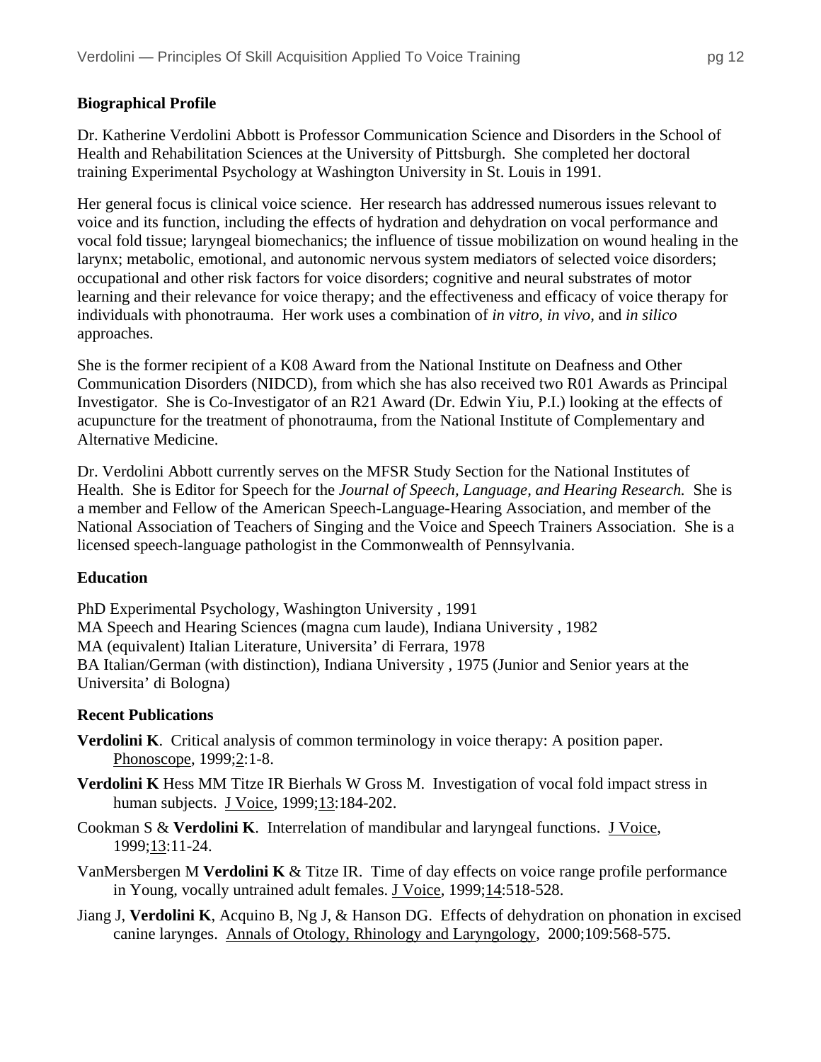**Biographical Profile**

Dr. Katherine Verdolini Abbott is Professor Communication Science and Disorders in the School of Health and Rehabilitation Sciences at the University of Pittsburgh. She completed her doctoral training Experimental Psychology at Washington University in St. Louis in 1991.

Her general focus is clinical voice science. Her research has addressed numerous issues relevant to voice and its function, including the effects of hydration and dehydration on vocal performance and vocal fold tissue; laryngeal biomechanics; the influence of tissue mobilization on wound healing in the larynx; metabolic, emotional, and autonomic nervous system mediators of selected voice disorders; occupational and other risk factors for voice disorders; cognitive and neural substrates of motor learning and their relevance for voice therapy; and the effectiveness and efficacy of voice therapy for individuals with phonotrauma. Her work uses a combination of *in vitro*, *in vivo,* and *in silico* approaches.

She is the former recipient of a K08 Award from the National Institute on Deafness and Other Communication Disorders (NIDCD), from which she has also received two R01 Awards as Principal Investigator. She is Co-Investigator of an R21 Award (Dr. Edwin Yiu, P.I.) looking at the effects of acupuncture for the treatment of phonotrauma, from the National Institute of Complementary and Alternative Medicine.

Dr. Verdolini Abbott currently serves on the MFSR Study Section for the National Institutes of Health. She is Editor for Speech for the *Journal of Speech, Language, and Hearing Research.* She is a member and Fellow of the American Speech-Language-Hearing Association, and member of the National Association of Teachers of Singing and the Voice and Speech Trainers Association. She is a licensed speech-language pathologist in the Commonwealth of Pennsylvania.

**Education**

PhD Experimental Psychology, Washington University , 1991
MA Speech and Hearing Sciences (magna cum laude), Indiana University , 1982
MA (equivalent) Italian Literature, Universita' di Ferrara, 1978
BA Italian/German (with distinction), Indiana University , 1975 (Junior and Senior years at the Universita' di Bologna)

**Recent Publications**

**Verdolini K**. Critical analysis of common terminology in voice therapy: A position paper. Phonoscope, 1999;2:1-8.

**Verdolini K** Hess MM Titze IR Bierhals W Gross M. Investigation of vocal fold impact stress in human subjects. J Voice, 1999;13:184-202.

Cookman S & **Verdolini K**. Interrelation of mandibular and laryngeal functions. J Voice, 1999;13:11-24.

VanMersbergen M **Verdolini K** & Titze IR. Time of day effects on voice range profile performance in Young, vocally untrained adult females. J Voice, 1999;14:518-528.

Jiang J, **Verdolini K**, Acquino B, Ng J, & Hanson DG. Effects of dehydration on phonation in excised canine larynges. Annals of Otology, Rhinology and Laryngology, 2000;109:568-575.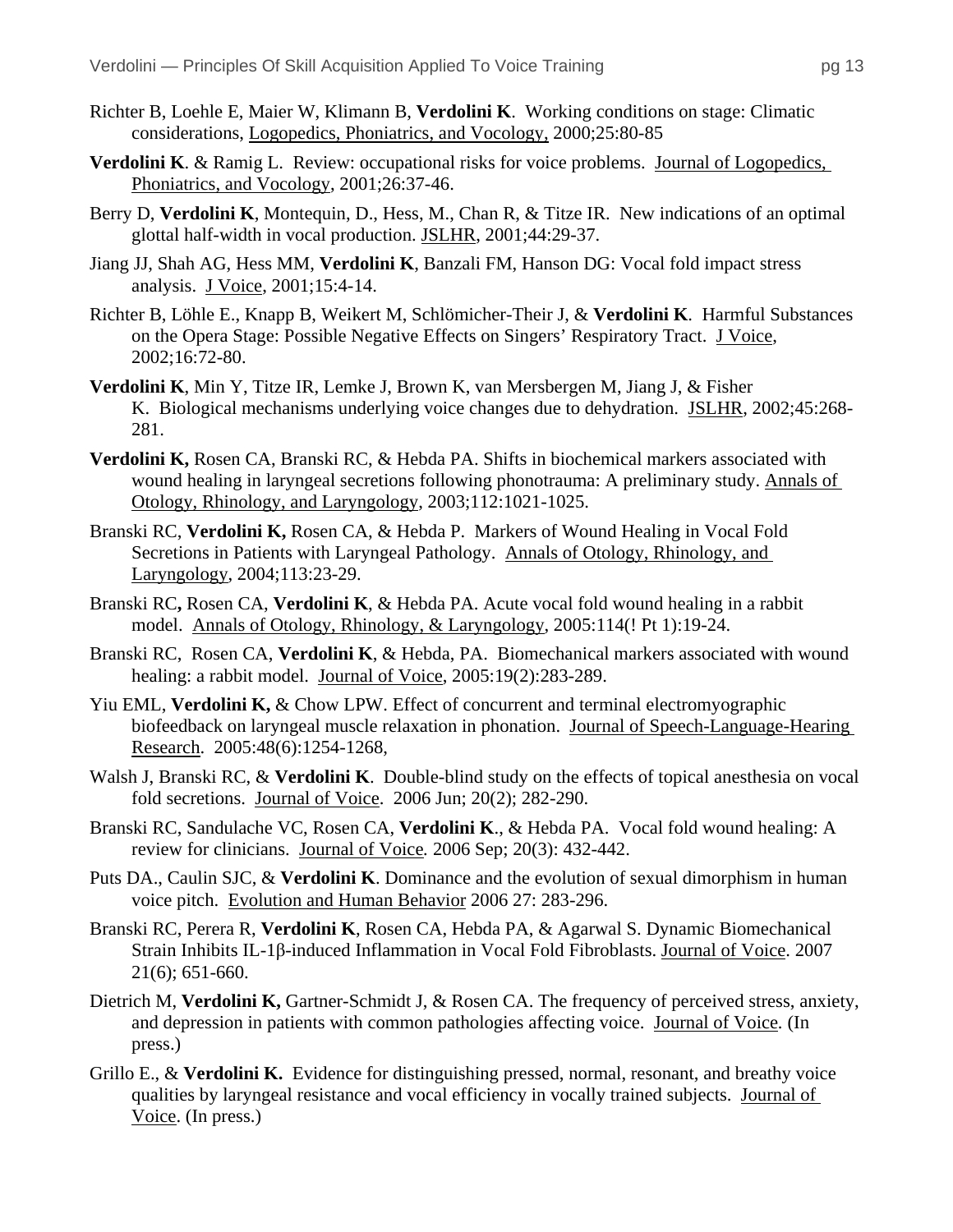Richter B, Loehle E, Maier W, Klimann B, **Verdolini K**. Working conditions on stage: Climatic considerations, Logopedics, Phoniatrics, and Vocology, 2000;25:80-85

**Verdolini K**. & Ramig L. Review: occupational risks for voice problems. Journal of Logopedics, Phoniatrics, and Vocology, 2001;26:37-46.

Berry D, **Verdolini K**, Montequin, D., Hess, M., Chan R, & Titze IR. New indications of an optimal glottal half-width in vocal production. JSLHR, 2001;44:29-37.

Jiang JJ, Shah AG, Hess MM, **Verdolini K**, Banzali FM, Hanson DG: Vocal fold impact stress analysis. J Voice, 2001;15:4-14.

Richter B, Löhle E., Knapp B, Weikert M, Schlömicher-Their J, & **Verdolini K**. Harmful Substances on the Opera Stage: Possible Negative Effects on Singers' Respiratory Tract. J Voice, 2002;16:72-80.

**Verdolini K**, Min Y, Titze IR, Lemke J, Brown K, van Mersbergen M, Jiang J, & Fisher K. Biological mechanisms underlying voice changes due to dehydration. JSLHR, 2002;45:268-281.

**Verdolini K,** Rosen CA, Branski RC, & Hebda PA. Shifts in biochemical markers associated with wound healing in laryngeal secretions following phonotrauma: A preliminary study. Annals of Otology, Rhinology, and Laryngology, 2003;112:1021-1025.

Branski RC, **Verdolini K,** Rosen CA, & Hebda P. Markers of Wound Healing in Vocal Fold Secretions in Patients with Laryngeal Pathology. Annals of Otology, Rhinology, and Laryngology, 2004;113:23-29.

Branski RC**,** Rosen CA, **Verdolini K**, & Hebda PA. Acute vocal fold wound healing in a rabbit model. Annals of Otology, Rhinology, & Laryngology, 2005:114(! Pt 1):19-24.

Branski RC, Rosen CA, **Verdolini K**, & Hebda, PA. Biomechanical markers associated with wound healing: a rabbit model. Journal of Voice, 2005:19(2):283-289.

Yiu EML, **Verdolini K,** & Chow LPW. Effect of concurrent and terminal electromyographic biofeedback on laryngeal muscle relaxation in phonation. Journal of Speech-Language-Hearing Research. 2005:48(6):1254-1268,

Walsh J, Branski RC, & **Verdolini K**. Double-blind study on the effects of topical anesthesia on vocal fold secretions. Journal of Voice. 2006 Jun; 20(2); 282-290.

Branski RC, Sandulache VC, Rosen CA, **Verdolini K**., & Hebda PA. Vocal fold wound healing: A review for clinicians. Journal of Voice*.* 2006 Sep; 20(3): 432-442.

Puts DA., Caulin SJC, & **Verdolini K**. Dominance and the evolution of sexual dimorphism in human voice pitch. Evolution and Human Behavior 2006 27: 283-296.

Branski RC, Perera R, **Verdolini K**, Rosen CA, Hebda PA, & Agarwal S. Dynamic Biomechanical Strain Inhibits IL-1β-induced Inflammation in Vocal Fold Fibroblasts. Journal of Voice. 2007 21(6); 651-660.

Dietrich M, **Verdolini K,** Gartner-Schmidt J, & Rosen CA. The frequency of perceived stress, anxiety, and depression in patients with common pathologies affecting voice. Journal of Voice. (In press.)

Grillo E., & **Verdolini K.** Evidence for distinguishing pressed, normal, resonant, and breathy voice qualities by laryngeal resistance and vocal efficiency in vocally trained subjects. Journal of Voice. (In press.)